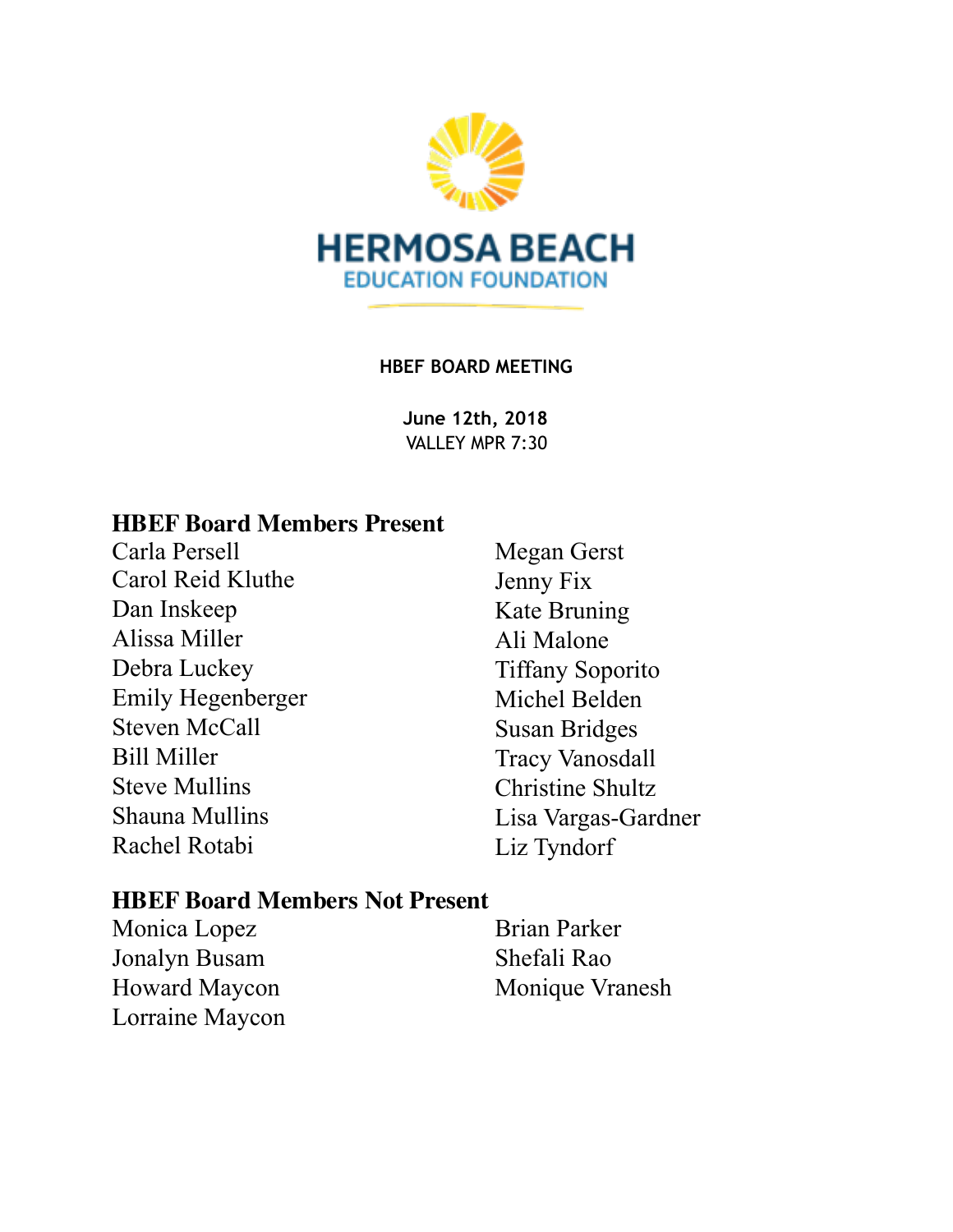HERMOSA BEACH
EDUCATION FOUNDATION

**HBEF BOARD MEETING**

**June 12th, 2018**
VALLEY MPR 7:30

## HBEF Board Members Present

Carla Persell
Carol Reid Kluthe
Dan Inskeep
Alissa Miller
Debra Luckey
Emily Hegenberger
Steven McCall
Bill Miller
Steve Mullins
Shauna Mullins
Rachel Rotabi
Megan Gerst
Jenny Fix
Kate Bruning
Ali Malone
Tiffany Soporito
Michel Belden
Susan Bridges
Tracy Vanosdall
Christine Shultz
Lisa Vargas-Gardner
Liz Tyndorf

## HBEF Board Members Not Present

Monica Lopez
Jonalyn Busam
Howard Maycon
Lorraine Maycon
Brian Parker
Shefali Rao
Monique Vranesh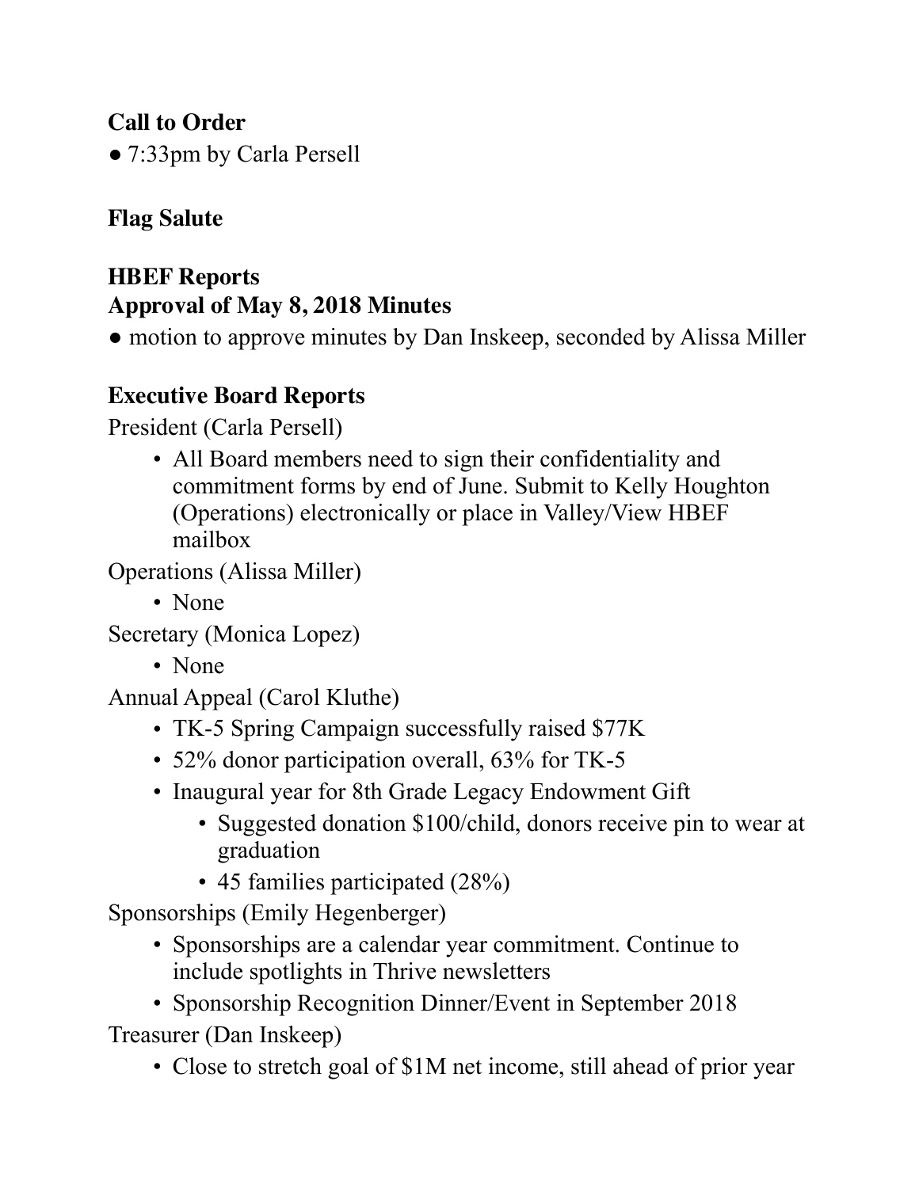**Call to Order**

- 7:33pm by Carla Persell

**Flag Salute**

**HBEF Reports**

**Approval of May 8, 2018 Minutes**

- motion to approve minutes by Dan Inskeep, seconded by Alissa Miller

**Executive Board Reports**

President (Carla Persell)

- All Board members need to sign their confidentiality and commitment forms by end of June. Submit to Kelly Houghton (Operations) electronically or place in Valley/View HBEF mailbox

Operations (Alissa Miller)

- None

Secretary (Monica Lopez)

- None

Annual Appeal (Carol Kluthe)

- TK-5 Spring Campaign successfully raised $77K
- 52% donor participation overall, 63% for TK-5
- Inaugural year for 8th Grade Legacy Endowment Gift
    - Suggested donation $100/child, donors receive pin to wear at graduation
    - 45 families participated (28%)

Sponsorships (Emily Hegenberger)

- Sponsorships are a calendar year commitment. Continue to include spotlights in Thrive newsletters
- Sponsorship Recognition Dinner/Event in September 2018

Treasurer (Dan Inskeep)

- Close to stretch goal of $1M net income, still ahead of prior year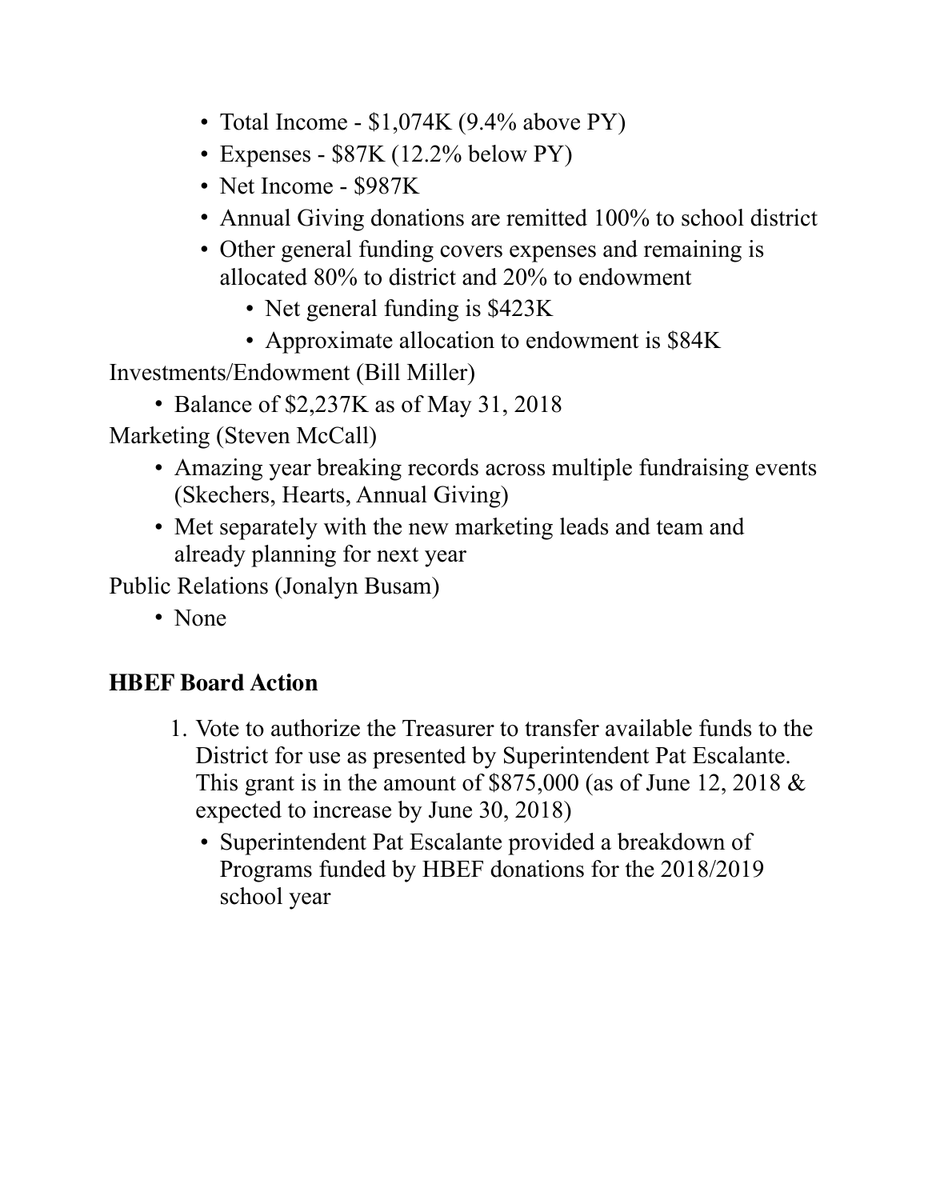- Total Income - $1,074K (9.4% above PY)
- Expenses - $87K (12.2% below PY)
- Net Income - $987K
- Annual Giving donations are remitted 100% to school district
- Other general funding covers expenses and remaining is allocated 80% to district and 20% to endowment
  - Net general funding is $423K
  - Approximate allocation to endowment is $84K

Investments/Endowment (Bill Miller)

- Balance of $2,237K as of May 31, 2018

Marketing (Steven McCall)

- Amazing year breaking records across multiple fundraising events (Skechers, Hearts, Annual Giving)
- Met separately with the new marketing leads and team and already planning for next year

Public Relations (Jonalyn Busam)

- None

**HBEF Board Action**

1. Vote to authorize the Treasurer to transfer available funds to the District for use as presented by Superintendent Pat Escalante. This grant is in the amount of $875,000 (as of June 12, 2018 & expected to increase by June 30, 2018)
   - Superintendent Pat Escalante provided a breakdown of Programs funded by HBEF donations for the 2018/2019 school year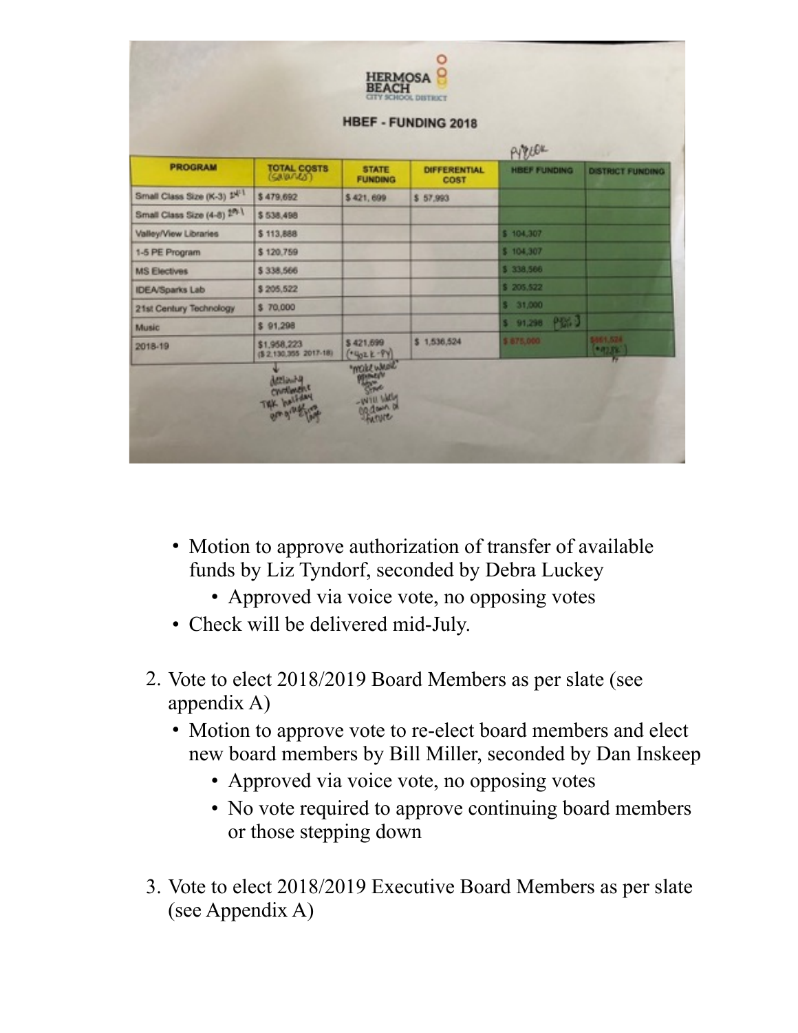**HERMOSA BEACH**
CITY SCHOOL DISTRICT

**HBEF - FUNDING 2018**

| PROGRAM | TOTAL COSTS (salaries) | STATE FUNDING | DIFFERENTIAL COST | HBEF FUNDING | DISTRICT FUNDING |
|---|---|---|---|---|---|
| Small Class Size (K-3) 24:1 | $ 479,692 | $ 421, 699 | $ 57,993 | | |
| Small Class Size (4-8) 29:1 | $ 538,498 | | | | |
| Valley/View Libraries | $ 113,888 | | | $ 104,307 | |
| 1-5 PE Program | $ 120,759 | | | $ 104,307 | |
| MS Electives | $ 338,566 | | | $ 338,566 | |
| IDEA/Sparks Lab | $ 205,522 | | | $ 205,522 | |
| 21st Century Technology | $ 70,000 | | | $ 31,000 | |
| Music | $ 91,298 | | | $ 91,298 | |
| 2018-19 | $1,958,223 ($ 2,130,355 2017-18) | $ 421,699 | $ 1,536,524 | $ 875,000 | $661,524 |

- Motion to approve authorization of transfer of available funds by Liz Tyndorf, seconded by Debra Luckey
  - Approved via voice vote, no opposing votes
- Check will be delivered mid-July.

2. Vote to elect 2018/2019 Board Members as per slate (see appendix A)
   - Motion to approve vote to re-elect board members and elect new board members by Bill Miller, seconded by Dan Inskeep
     - Approved via voice vote, no opposing votes
     - No vote required to approve continuing board members or those stepping down

3. Vote to elect 2018/2019 Executive Board Members as per slate (see Appendix A)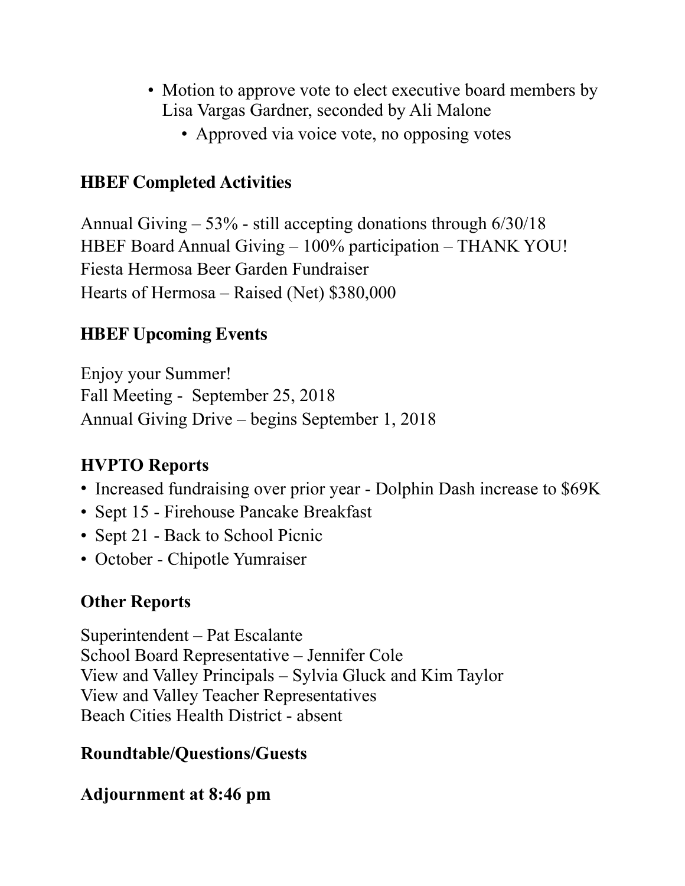- Motion to approve vote to elect executive board members by Lisa Vargas Gardner, seconded by Ali Malone
  - Approved via voice vote, no opposing votes

**HBEF Completed Activities**

Annual Giving – 53% - still accepting donations through 6/30/18
HBEF Board Annual Giving – 100% participation – THANK YOU!
Fiesta Hermosa Beer Garden Fundraiser
Hearts of Hermosa – Raised (Net) $380,000

**HBEF Upcoming Events**

Enjoy your Summer!
Fall Meeting - September 25, 2018
Annual Giving Drive – begins September 1, 2018

**HVPTO Reports**

- Increased fundraising over prior year - Dolphin Dash increase to $69K
- Sept 15 - Firehouse Pancake Breakfast
- Sept 21 - Back to School Picnic
- October - Chipotle Yumraiser

**Other Reports**

Superintendent – Pat Escalante
School Board Representative – Jennifer Cole
View and Valley Principals – Sylvia Gluck and Kim Taylor
View and Valley Teacher Representatives
Beach Cities Health District - absent

**Roundtable/Questions/Guests**

**Adjournment at 8:46 pm**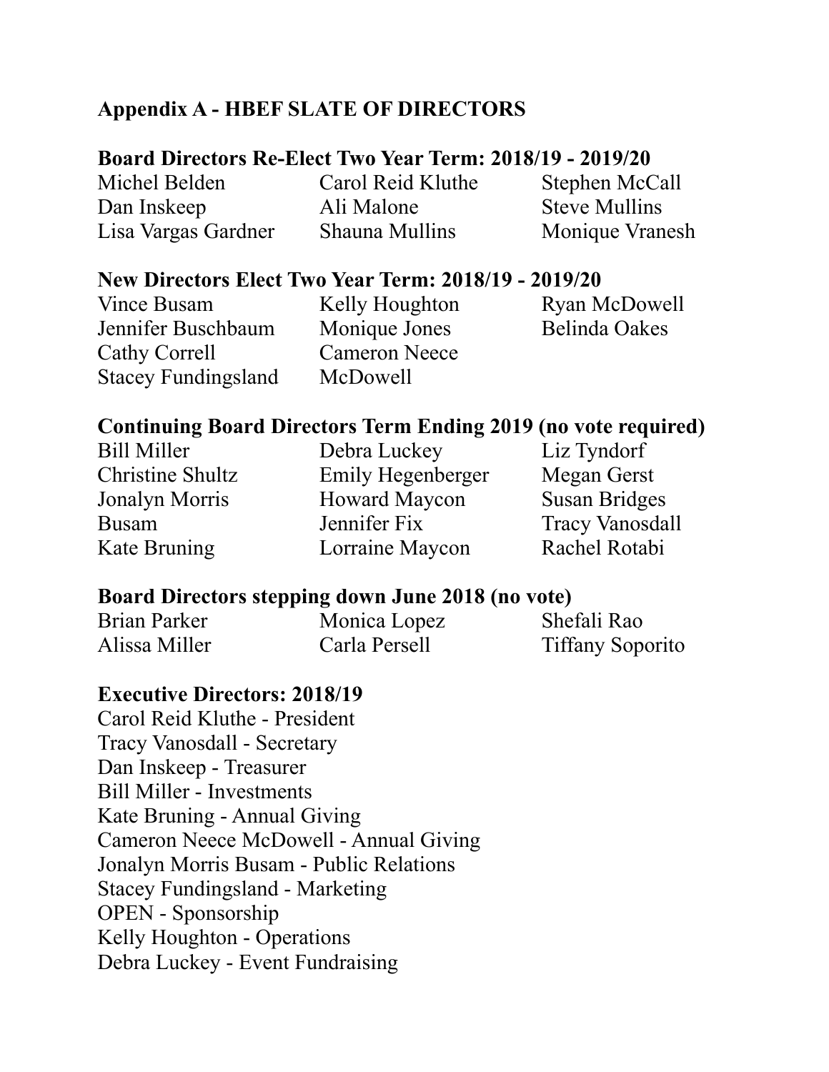## Appendix A - HBEF SLATE OF DIRECTORS

### Board Directors Re-Elect Two Year Term: 2018/19 - 2019/20

| | | |
|---|---|---|
| Michel Belden | Carol Reid Kluthe | Stephen McCall |
| Dan Inskeep | Ali Malone | Steve Mullins |
| Lisa Vargas Gardner | Shauna Mullins | Monique Vranesh |

### New Directors Elect Two Year Term: 2018/19 - 2019/20

| | | |
|---|---|---|
| Vince Busam | Kelly Houghton | Ryan McDowell |
| Jennifer Buschbaum | Monique Jones | Belinda Oakes |
| Cathy Correll | Cameron Neece | |
| Stacey Fundingsland | McDowell | |

### Continuing Board Directors Term Ending 2019 (no vote required)

| | | |
|---|---|---|
| Bill Miller | Debra Luckey | Liz Tyndorf |
| Christine Shultz | Emily Hegenberger | Megan Gerst |
| Jonalyn Morris | Howard Maycon | Susan Bridges |
| Busam | Jennifer Fix | Tracy Vanosdall |
| Kate Bruning | Lorraine Maycon | Rachel Rotabi |

### Board Directors stepping down June 2018 (no vote)

| | | |
|---|---|---|
| Brian Parker | Monica Lopez | Shefali Rao |
| Alissa Miller | Carla Persell | Tiffany Soporito |

### Executive Directors: 2018/19

Carol Reid Kluthe - President
Tracy Vanosdall - Secretary
Dan Inskeep - Treasurer
Bill Miller - Investments
Kate Bruning - Annual Giving
Cameron Neece McDowell - Annual Giving
Jonalyn Morris Busam - Public Relations
Stacey Fundingsland - Marketing
OPEN - Sponsorship
Kelly Houghton - Operations
Debra Luckey - Event Fundraising